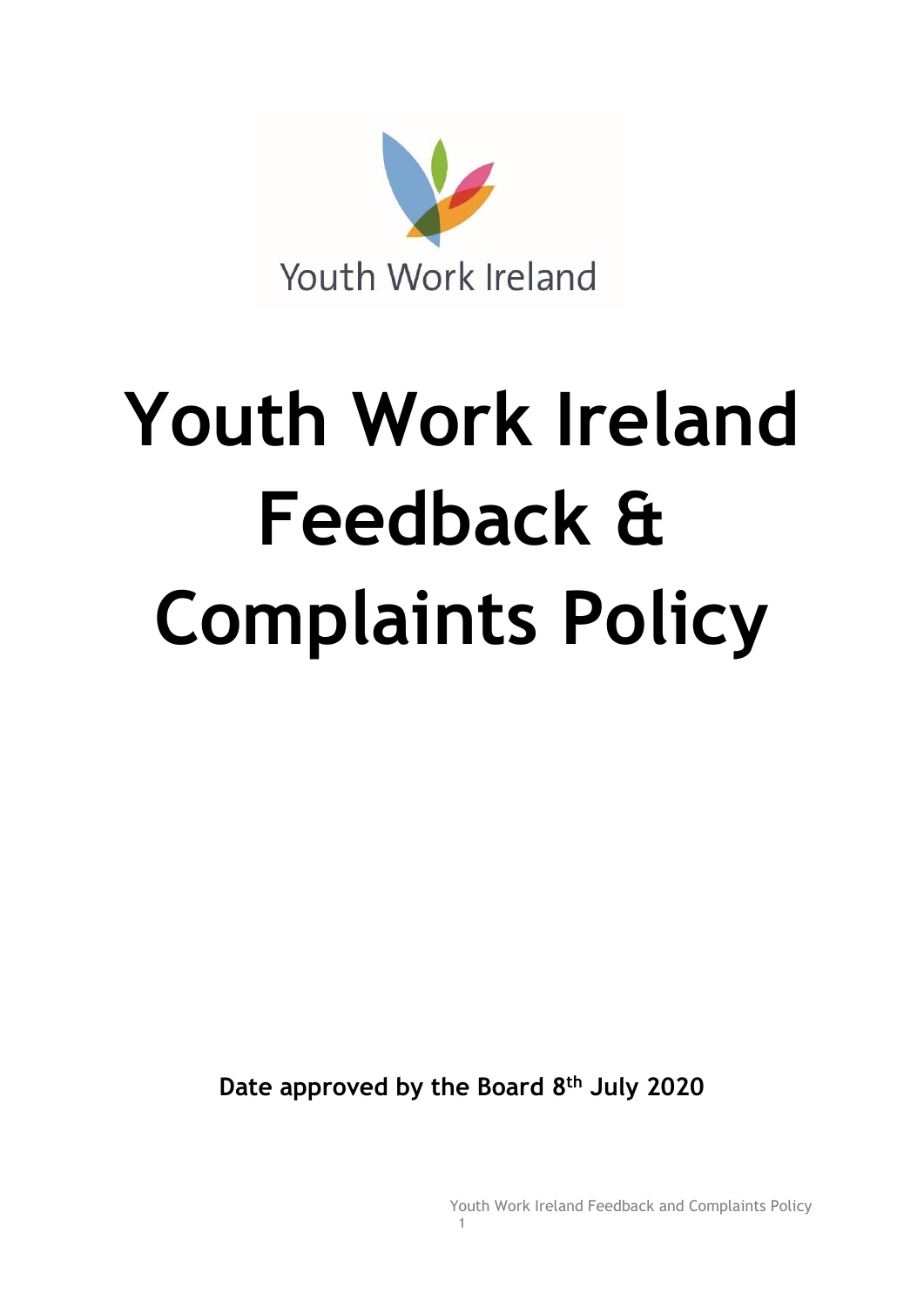Youth Work Ireland

# Youth Work Ireland Feedback & Complaints Policy

**Date approved by the Board 8th July 2020**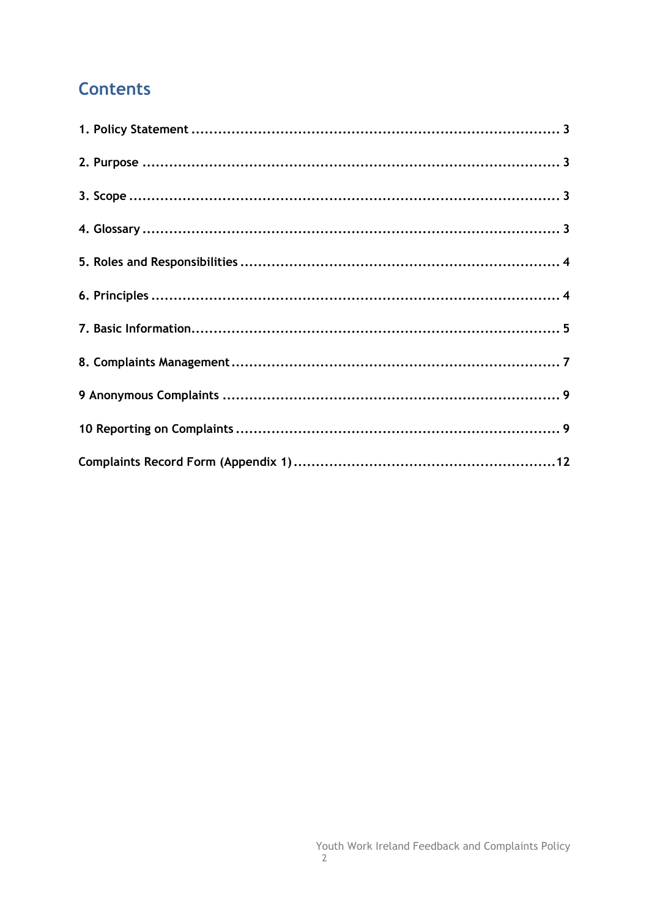## Contents

1. Policy Statement ........................................................................... 3

2. Purpose ........................................................................... 3

3. Scope ........................................................................... 3

4. Glossary ........................................................................... 3

5. Roles and Responsibilities ........................................................................... 4

6. Principles ........................................................................... 4

7. Basic Information........................................................................... 5

8. Complaints Management ........................................................................... 7

9 Anonymous Complaints ........................................................................... 9

10 Reporting on Complaints ........................................................................... 9

Complaints Record Form (Appendix 1) ...........................................................12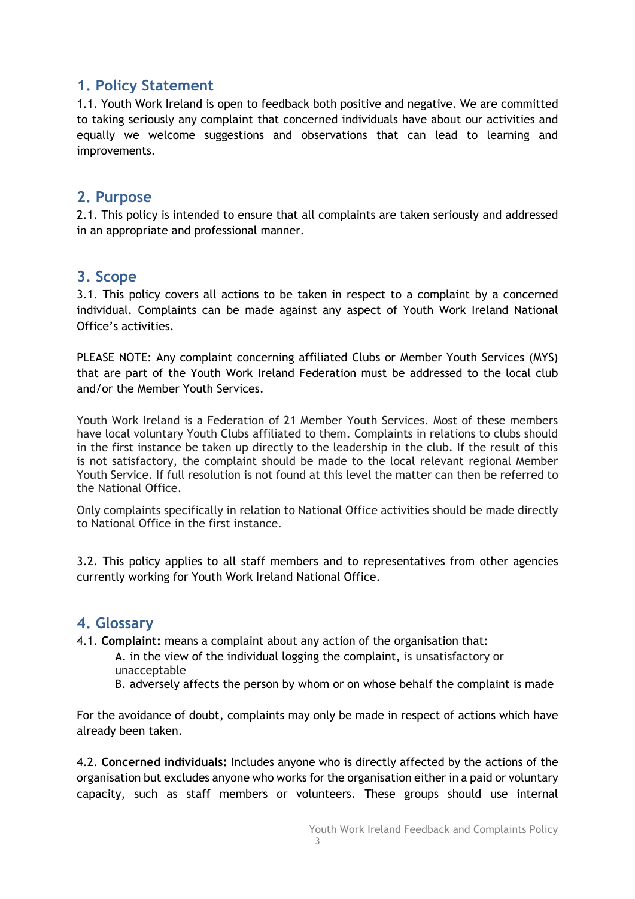## 1. Policy Statement

1.1. Youth Work Ireland is open to feedback both positive and negative. We are committed to taking seriously any complaint that concerned individuals have about our activities and equally we welcome suggestions and observations that can lead to learning and improvements.

## 2. Purpose

2.1. This policy is intended to ensure that all complaints are taken seriously and addressed in an appropriate and professional manner.

## 3. Scope

3.1. This policy covers all actions to be taken in respect to a complaint by a concerned individual. Complaints can be made against any aspect of Youth Work Ireland National Office's activities.

PLEASE NOTE: Any complaint concerning affiliated Clubs or Member Youth Services (MYS) that are part of the Youth Work Ireland Federation must be addressed to the local club and/or the Member Youth Services.

Youth Work Ireland is a Federation of 21 Member Youth Services. Most of these members have local voluntary Youth Clubs affiliated to them. Complaints in relations to clubs should in the first instance be taken up directly to the leadership in the club. If the result of this is not satisfactory, the complaint should be made to the local relevant regional Member Youth Service. If full resolution is not found at this level the matter can then be referred to the National Office.

Only complaints specifically in relation to National Office activities should be made directly to National Office in the first instance.

3.2. This policy applies to all staff members and to representatives from other agencies currently working for Youth Work Ireland National Office.

## 4. Glossary

4.1. **Complaint:** means a complaint about any action of the organisation that:

A. in the view of the individual logging the complaint, is unsatisfactory or unacceptable
B. adversely affects the person by whom or on whose behalf the complaint is made

For the avoidance of doubt, complaints may only be made in respect of actions which have already been taken.

4.2. **Concerned individuals:** Includes anyone who is directly affected by the actions of the organisation but excludes anyone who works for the organisation either in a paid or voluntary capacity, such as staff members or volunteers. These groups should use internal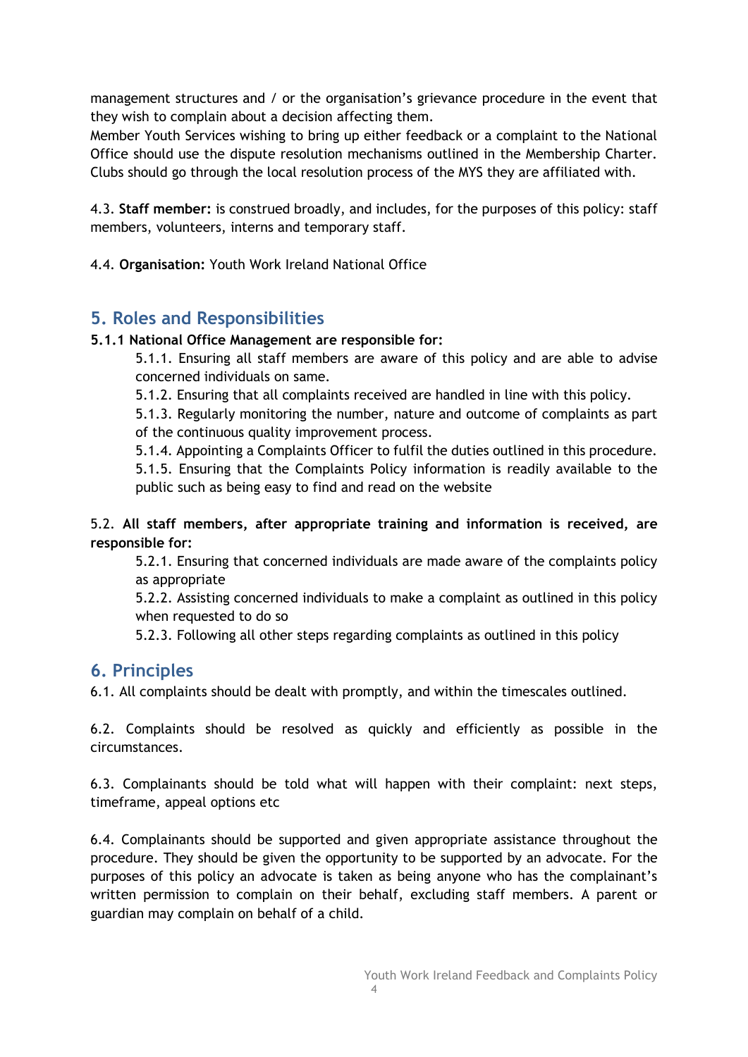management structures and / or the organisation's grievance procedure in the event that they wish to complain about a decision affecting them.
Member Youth Services wishing to bring up either feedback or a complaint to the National Office should use the dispute resolution mechanisms outlined in the Membership Charter. Clubs should go through the local resolution process of the MYS they are affiliated with.

4.3. **Staff member:** is construed broadly, and includes, for the purposes of this policy: staff members, volunteers, interns and temporary staff.

4.4. **Organisation:** Youth Work Ireland National Office

## 5. Roles and Responsibilities

**5.1.1 National Office Management are responsible for:**

5.1.1. Ensuring all staff members are aware of this policy and are able to advise concerned individuals on same.

5.1.2. Ensuring that all complaints received are handled in line with this policy.

5.1.3. Regularly monitoring the number, nature and outcome of complaints as part of the continuous quality improvement process.

5.1.4. Appointing a Complaints Officer to fulfil the duties outlined in this procedure.

5.1.5. Ensuring that the Complaints Policy information is readily available to the public such as being easy to find and read on the website

5.2. **All staff members, after appropriate training and information is received, are responsible for:**

5.2.1. Ensuring that concerned individuals are made aware of the complaints policy as appropriate

5.2.2. Assisting concerned individuals to make a complaint as outlined in this policy when requested to do so

5.2.3. Following all other steps regarding complaints as outlined in this policy

## 6. Principles

6.1. All complaints should be dealt with promptly, and within the timescales outlined.

6.2. Complaints should be resolved as quickly and efficiently as possible in the circumstances.

6.3. Complainants should be told what will happen with their complaint: next steps, timeframe, appeal options etc

6.4. Complainants should be supported and given appropriate assistance throughout the procedure. They should be given the opportunity to be supported by an advocate. For the purposes of this policy an advocate is taken as being anyone who has the complainant's written permission to complain on their behalf, excluding staff members. A parent or guardian may complain on behalf of a child.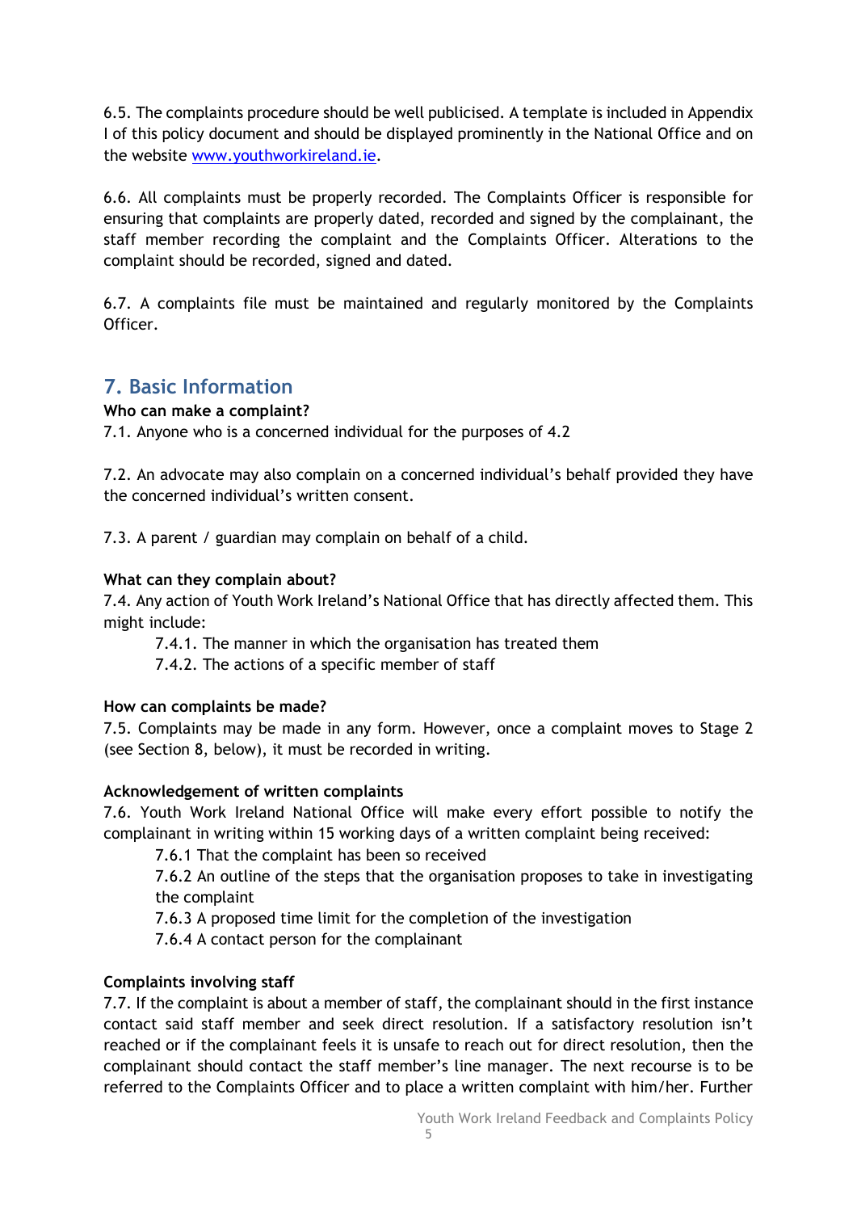6.5. The complaints procedure should be well publicised. A template is included in Appendix I of this policy document and should be displayed prominently in the National Office and on the website www.youthworkireland.ie.

6.6. All complaints must be properly recorded. The Complaints Officer is responsible for ensuring that complaints are properly dated, recorded and signed by the complainant, the staff member recording the complaint and the Complaints Officer. Alterations to the complaint should be recorded, signed and dated.

6.7. A complaints file must be maintained and regularly monitored by the Complaints Officer.

## 7. Basic Information

**Who can make a complaint?**

7.1. Anyone who is a concerned individual for the purposes of 4.2

7.2. An advocate may also complain on a concerned individual's behalf provided they have the concerned individual's written consent.

7.3. A parent / guardian may complain on behalf of a child.

**What can they complain about?**

7.4. Any action of Youth Work Ireland's National Office that has directly affected them. This might include:

- 7.4.1. The manner in which the organisation has treated them
- 7.4.2. The actions of a specific member of staff

**How can complaints be made?**

7.5. Complaints may be made in any form. However, once a complaint moves to Stage 2 (see Section 8, below), it must be recorded in writing.

**Acknowledgement of written complaints**

7.6. Youth Work Ireland National Office will make every effort possible to notify the complainant in writing within 15 working days of a written complaint being received:

- 7.6.1 That the complaint has been so received
- 7.6.2 An outline of the steps that the organisation proposes to take in investigating the complaint
- 7.6.3 A proposed time limit for the completion of the investigation
- 7.6.4 A contact person for the complainant

**Complaints involving staff**

7.7. If the complaint is about a member of staff, the complainant should in the first instance contact said staff member and seek direct resolution. If a satisfactory resolution isn't reached or if the complainant feels it is unsafe to reach out for direct resolution, then the complainant should contact the staff member's line manager. The next recourse is to be referred to the Complaints Officer and to place a written complaint with him/her. Further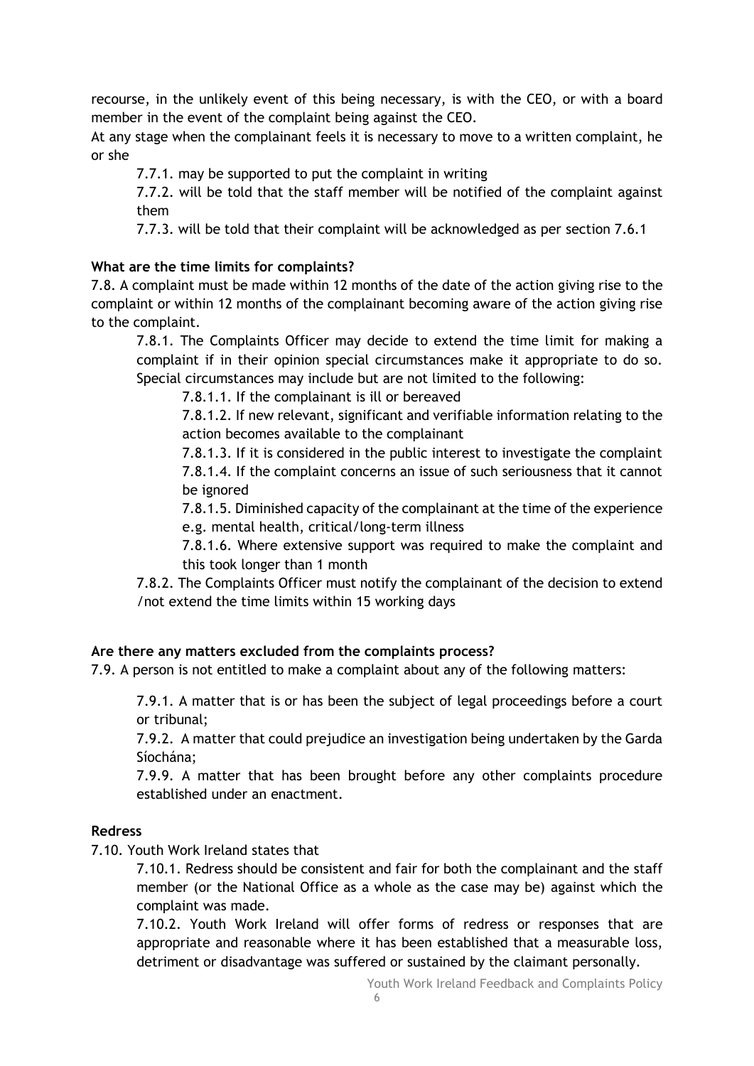recourse, in the unlikely event of this being necessary, is with the CEO, or with a board member in the event of the complaint being against the CEO.

At any stage when the complainant feels it is necessary to move to a written complaint, he or she

7.7.1. may be supported to put the complaint in writing

7.7.2. will be told that the staff member will be notified of the complaint against them

7.7.3. will be told that their complaint will be acknowledged as per section 7.6.1

**What are the time limits for complaints?**

7.8. A complaint must be made within 12 months of the date of the action giving rise to the complaint or within 12 months of the complainant becoming aware of the action giving rise to the complaint.

7.8.1. The Complaints Officer may decide to extend the time limit for making a complaint if in their opinion special circumstances make it appropriate to do so. Special circumstances may include but are not limited to the following:

7.8.1.1. If the complainant is ill or bereaved

7.8.1.2. If new relevant, significant and verifiable information relating to the action becomes available to the complainant

7.8.1.3. If it is considered in the public interest to investigate the complaint

7.8.1.4. If the complaint concerns an issue of such seriousness that it cannot be ignored

7.8.1.5. Diminished capacity of the complainant at the time of the experience e.g. mental health, critical/long-term illness

7.8.1.6. Where extensive support was required to make the complaint and this took longer than 1 month

7.8.2. The Complaints Officer must notify the complainant of the decision to extend /not extend the time limits within 15 working days

**Are there any matters excluded from the complaints process?**

7.9. A person is not entitled to make a complaint about any of the following matters:

7.9.1. A matter that is or has been the subject of legal proceedings before a court or tribunal;

7.9.2. A matter that could prejudice an investigation being undertaken by the Garda Síochána;

7.9.9. A matter that has been brought before any other complaints procedure established under an enactment.

**Redress**

7.10. Youth Work Ireland states that

7.10.1. Redress should be consistent and fair for both the complainant and the staff member (or the National Office as a whole as the case may be) against which the complaint was made.

7.10.2. Youth Work Ireland will offer forms of redress or responses that are appropriate and reasonable where it has been established that a measurable loss, detriment or disadvantage was suffered or sustained by the claimant personally.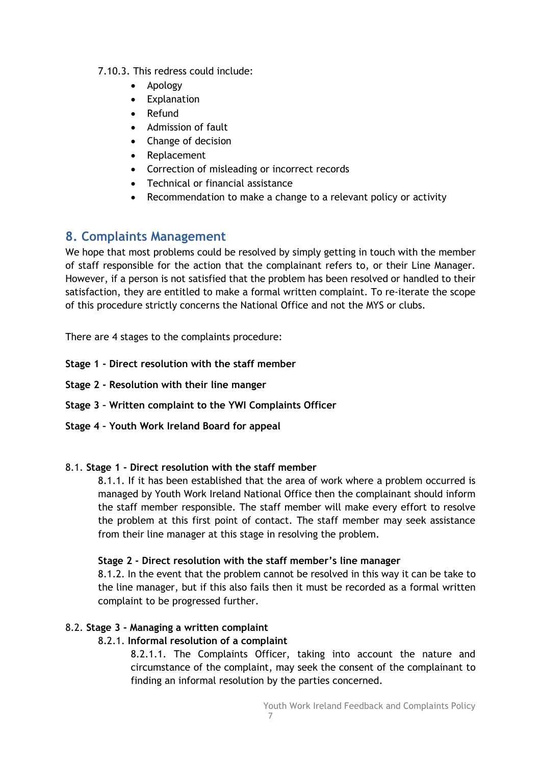7.10.3. This redress could include:

- Apology
- Explanation
- Refund
- Admission of fault
- Change of decision
- Replacement
- Correction of misleading or incorrect records
- Technical or financial assistance
- Recommendation to make a change to a relevant policy or activity

## 8. Complaints Management

We hope that most problems could be resolved by simply getting in touch with the member of staff responsible for the action that the complainant refers to, or their Line Manager. However, if a person is not satisfied that the problem has been resolved or handled to their satisfaction, they are entitled to make a formal written complaint. To re-iterate the scope of this procedure strictly concerns the National Office and not the MYS or clubs.

There are 4 stages to the complaints procedure:

**Stage 1 - Direct resolution with the staff member**

**Stage 2 - Resolution with their line manger**

**Stage 3 – Written complaint to the YWI Complaints Officer**

**Stage 4 – Youth Work Ireland Board for appeal**

8.1. **Stage 1 - Direct resolution with the staff member**

8.1.1. If it has been established that the area of work where a problem occurred is managed by Youth Work Ireland National Office then the complainant should inform the staff member responsible. The staff member will make every effort to resolve the problem at this first point of contact. The staff member may seek assistance from their line manager at this stage in resolving the problem.

**Stage 2 - Direct resolution with the staff member's line manager**

8.1.2. In the event that the problem cannot be resolved in this way it can be take to the line manager, but if this also fails then it must be recorded as a formal written complaint to be progressed further.

8.2. **Stage 3 - Managing a written complaint**

8.2.1. **Informal resolution of a complaint**

8.2.1.1. The Complaints Officer, taking into account the nature and circumstance of the complaint, may seek the consent of the complainant to finding an informal resolution by the parties concerned.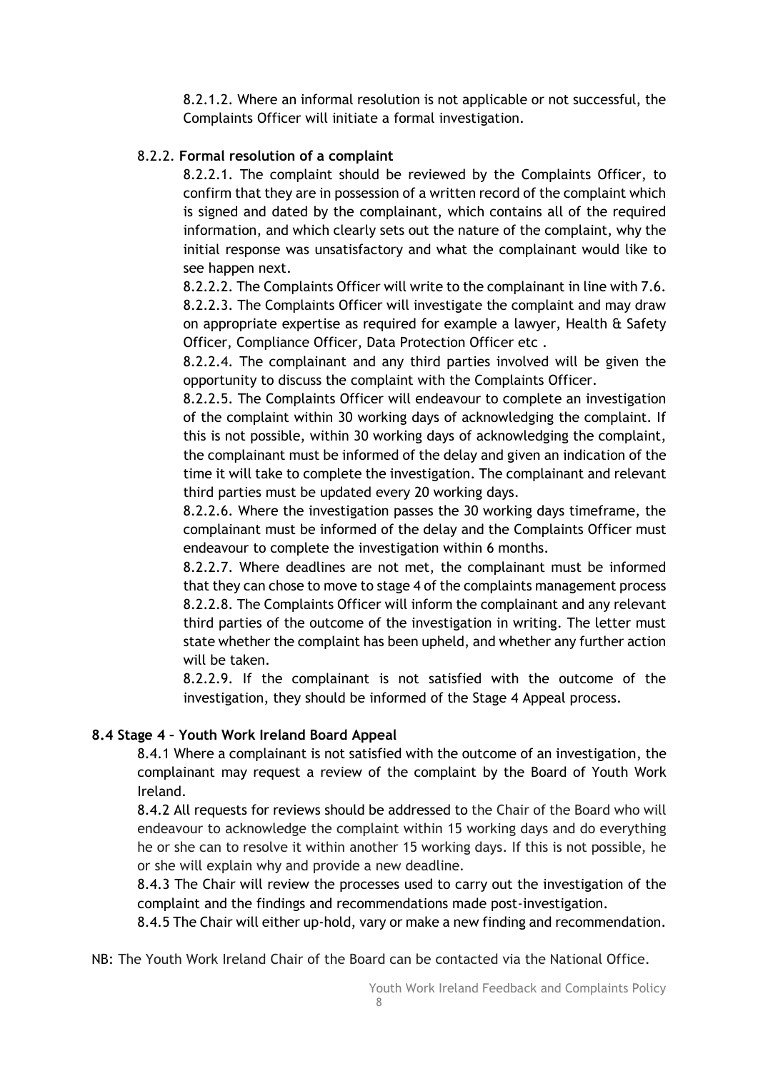8.2.1.2. Where an informal resolution is not applicable or not successful, the Complaints Officer will initiate a formal investigation.

8.2.2. **Formal resolution of a complaint**

8.2.2.1. The complaint should be reviewed by the Complaints Officer, to confirm that they are in possession of a written record of the complaint which is signed and dated by the complainant, which contains all of the required information, and which clearly sets out the nature of the complaint, why the initial response was unsatisfactory and what the complainant would like to see happen next.

8.2.2.2. The Complaints Officer will write to the complainant in line with 7.6.

8.2.2.3. The Complaints Officer will investigate the complaint and may draw on appropriate expertise as required for example a lawyer, Health & Safety Officer, Compliance Officer, Data Protection Officer etc .

8.2.2.4. The complainant and any third parties involved will be given the opportunity to discuss the complaint with the Complaints Officer.

8.2.2.5. The Complaints Officer will endeavour to complete an investigation of the complaint within 30 working days of acknowledging the complaint. If this is not possible, within 30 working days of acknowledging the complaint, the complainant must be informed of the delay and given an indication of the time it will take to complete the investigation. The complainant and relevant third parties must be updated every 20 working days.

8.2.2.6. Where the investigation passes the 30 working days timeframe, the complainant must be informed of the delay and the Complaints Officer must endeavour to complete the investigation within 6 months.

8.2.2.7. Where deadlines are not met, the complainant must be informed that they can chose to move to stage 4 of the complaints management process

8.2.2.8. The Complaints Officer will inform the complainant and any relevant third parties of the outcome of the investigation in writing. The letter must state whether the complaint has been upheld, and whether any further action will be taken.

8.2.2.9. If the complainant is not satisfied with the outcome of the investigation, they should be informed of the Stage 4 Appeal process.

**8.4 Stage 4 – Youth Work Ireland Board Appeal**

8.4.1 Where a complainant is not satisfied with the outcome of an investigation, the complainant may request a review of the complaint by the Board of Youth Work Ireland.

8.4.2 All requests for reviews should be addressed to the Chair of the Board who will endeavour to acknowledge the complaint within 15 working days and do everything he or she can to resolve it within another 15 working days. If this is not possible, he or she will explain why and provide a new deadline.

8.4.3 The Chair will review the processes used to carry out the investigation of the complaint and the findings and recommendations made post-investigation.

8.4.5 The Chair will either up-hold, vary or make a new finding and recommendation.

NB: The Youth Work Ireland Chair of the Board can be contacted via the National Office.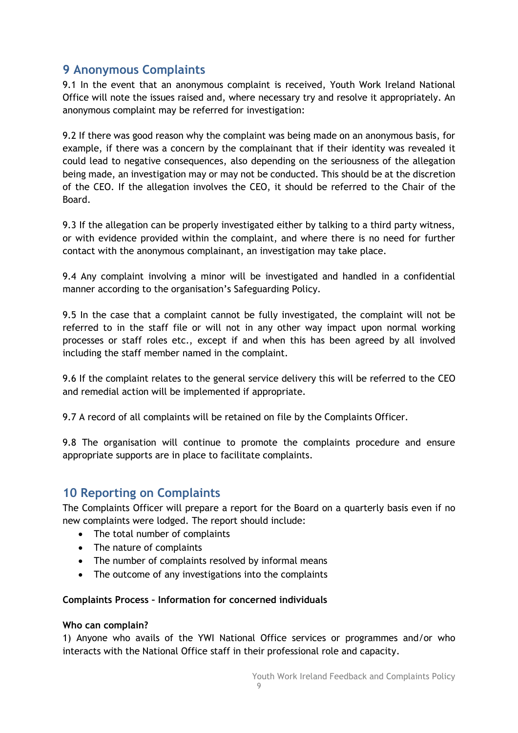## 9 Anonymous Complaints

9.1 In the event that an anonymous complaint is received, Youth Work Ireland National Office will note the issues raised and, where necessary try and resolve it appropriately. An anonymous complaint may be referred for investigation:

9.2 If there was good reason why the complaint was being made on an anonymous basis, for example, if there was a concern by the complainant that if their identity was revealed it could lead to negative consequences, also depending on the seriousness of the allegation being made, an investigation may or may not be conducted. This should be at the discretion of the CEO. If the allegation involves the CEO, it should be referred to the Chair of the Board.

9.3 If the allegation can be properly investigated either by talking to a third party witness, or with evidence provided within the complaint, and where there is no need for further contact with the anonymous complainant, an investigation may take place.

9.4 Any complaint involving a minor will be investigated and handled in a confidential manner according to the organisation's Safeguarding Policy.

9.5 In the case that a complaint cannot be fully investigated, the complaint will not be referred to in the staff file or will not in any other way impact upon normal working processes or staff roles etc., except if and when this has been agreed by all involved including the staff member named in the complaint.

9.6 If the complaint relates to the general service delivery this will be referred to the CEO and remedial action will be implemented if appropriate.

9.7 A record of all complaints will be retained on file by the Complaints Officer.

9.8 The organisation will continue to promote the complaints procedure and ensure appropriate supports are in place to facilitate complaints.

## 10 Reporting on Complaints

The Complaints Officer will prepare a report for the Board on a quarterly basis even if no new complaints were lodged. The report should include:

- The total number of complaints
- The nature of complaints
- The number of complaints resolved by informal means
- The outcome of any investigations into the complaints

**Complaints Process – Information for concerned individuals**

**Who can complain?**

1) Anyone who avails of the YWI National Office services or programmes and/or who interacts with the National Office staff in their professional role and capacity.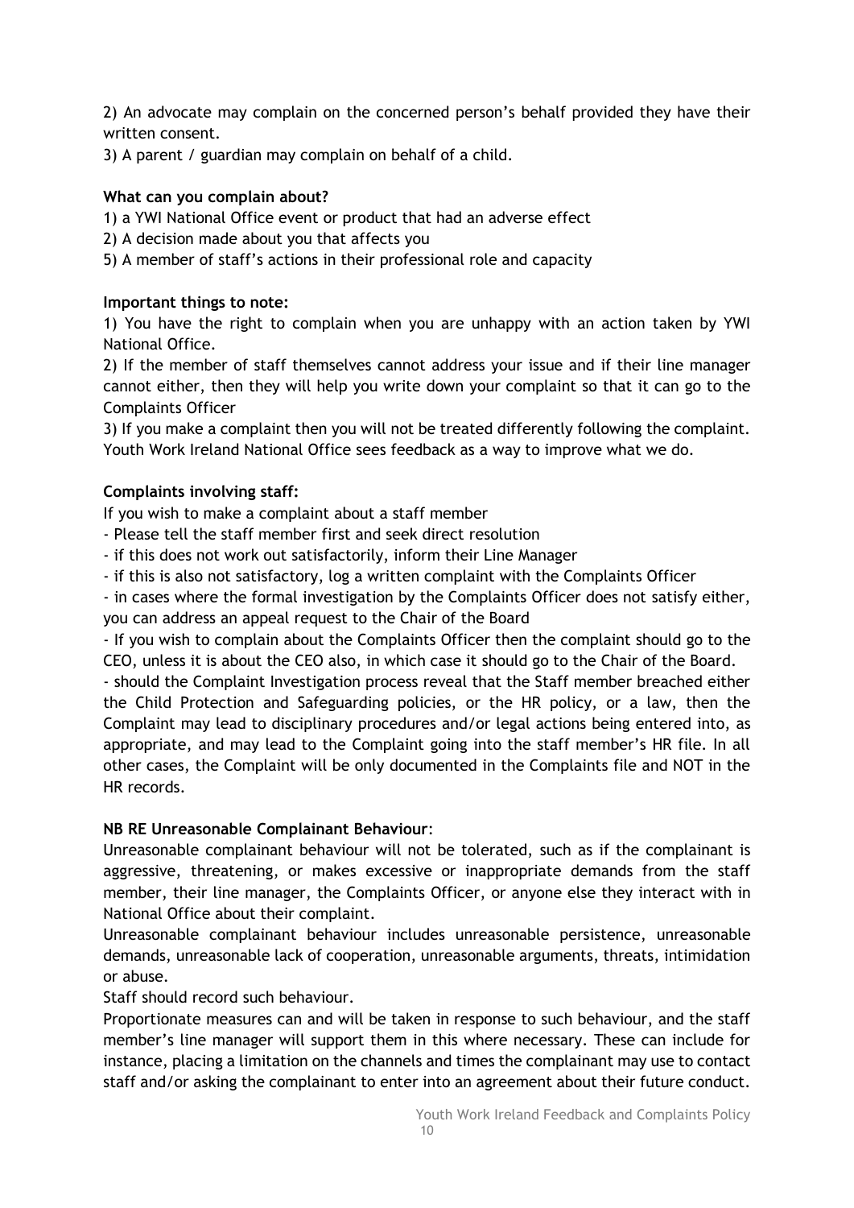2) An advocate may complain on the concerned person's behalf provided they have their written consent.

3) A parent / guardian may complain on behalf of a child.

**What can you complain about?**

1) a YWI National Office event or product that had an adverse effect

2) A decision made about you that affects you

5) A member of staff's actions in their professional role and capacity

**Important things to note:**

1) You have the right to complain when you are unhappy with an action taken by YWI National Office.

2) If the member of staff themselves cannot address your issue and if their line manager cannot either, then they will help you write down your complaint so that it can go to the Complaints Officer

3) If you make a complaint then you will not be treated differently following the complaint. Youth Work Ireland National Office sees feedback as a way to improve what we do.

**Complaints involving staff:**

If you wish to make a complaint about a staff member

- Please tell the staff member first and seek direct resolution
- if this does not work out satisfactorily, inform their Line Manager
- if this is also not satisfactory, log a written complaint with the Complaints Officer
- in cases where the formal investigation by the Complaints Officer does not satisfy either, you can address an appeal request to the Chair of the Board
- If you wish to complain about the Complaints Officer then the complaint should go to the CEO, unless it is about the CEO also, in which case it should go to the Chair of the Board.
- should the Complaint Investigation process reveal that the Staff member breached either the Child Protection and Safeguarding policies, or the HR policy, or a law, then the Complaint may lead to disciplinary procedures and/or legal actions being entered into, as appropriate, and may lead to the Complaint going into the staff member's HR file. In all other cases, the Complaint will be only documented in the Complaints file and NOT in the HR records.

**NB RE Unreasonable Complainant Behaviour**:

Unreasonable complainant behaviour will not be tolerated, such as if the complainant is aggressive, threatening, or makes excessive or inappropriate demands from the staff member, their line manager, the Complaints Officer, or anyone else they interact with in National Office about their complaint.

Unreasonable complainant behaviour includes unreasonable persistence, unreasonable demands, unreasonable lack of cooperation, unreasonable arguments, threats, intimidation or abuse.

Staff should record such behaviour.

Proportionate measures can and will be taken in response to such behaviour, and the staff member's line manager will support them in this where necessary. These can include for instance, placing a limitation on the channels and times the complainant may use to contact staff and/or asking the complainant to enter into an agreement about their future conduct.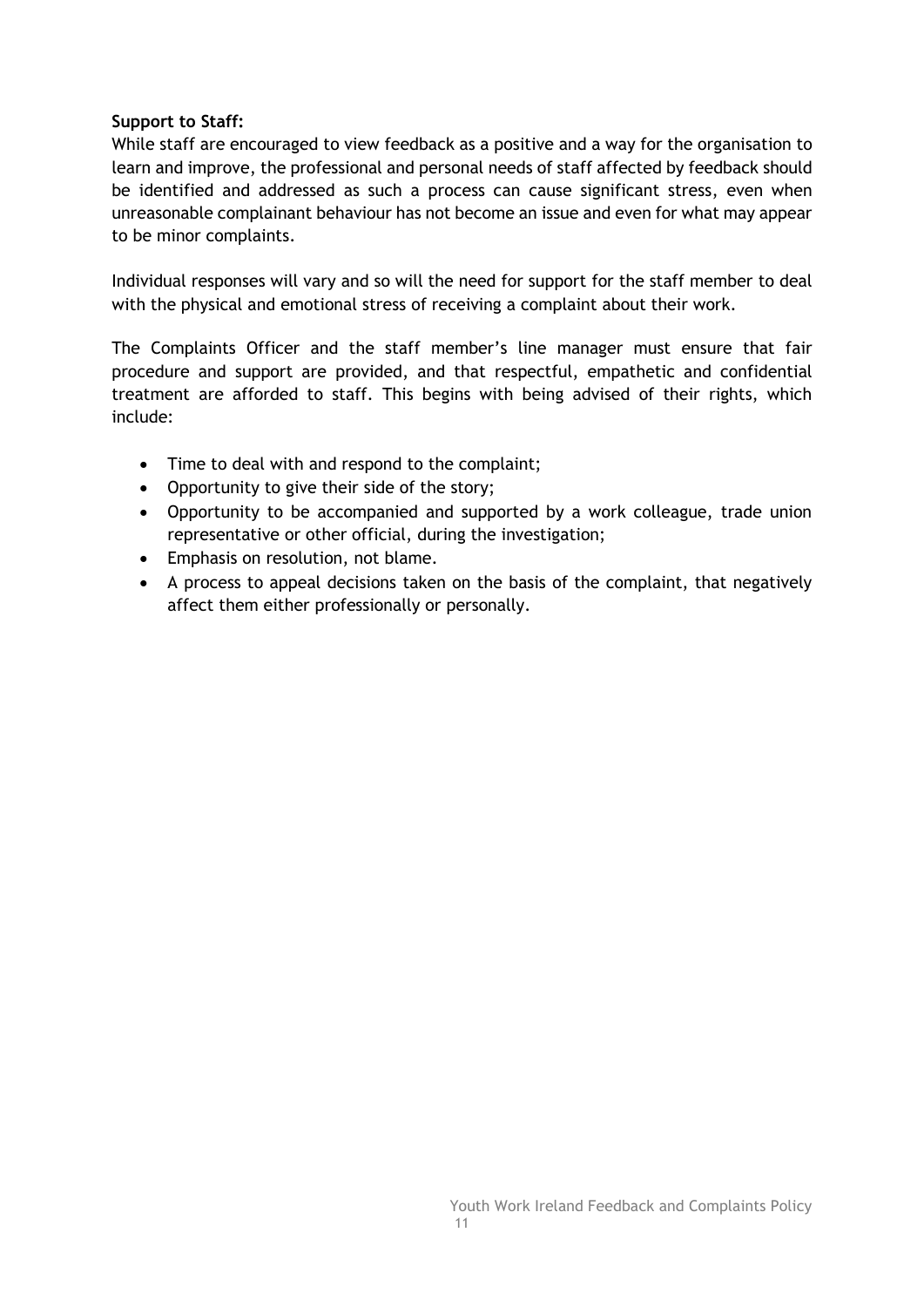**Support to Staff:**

While staff are encouraged to view feedback as a positive and a way for the organisation to learn and improve, the professional and personal needs of staff affected by feedback should be identified and addressed as such a process can cause significant stress, even when unreasonable complainant behaviour has not become an issue and even for what may appear to be minor complaints.

Individual responses will vary and so will the need for support for the staff member to deal with the physical and emotional stress of receiving a complaint about their work.

The Complaints Officer and the staff member's line manager must ensure that fair procedure and support are provided, and that respectful, empathetic and confidential treatment are afforded to staff. This begins with being advised of their rights, which include:

- Time to deal with and respond to the complaint;
- Opportunity to give their side of the story;
- Opportunity to be accompanied and supported by a work colleague, trade union representative or other official, during the investigation;
- Emphasis on resolution, not blame.
- A process to appeal decisions taken on the basis of the complaint, that negatively affect them either professionally or personally.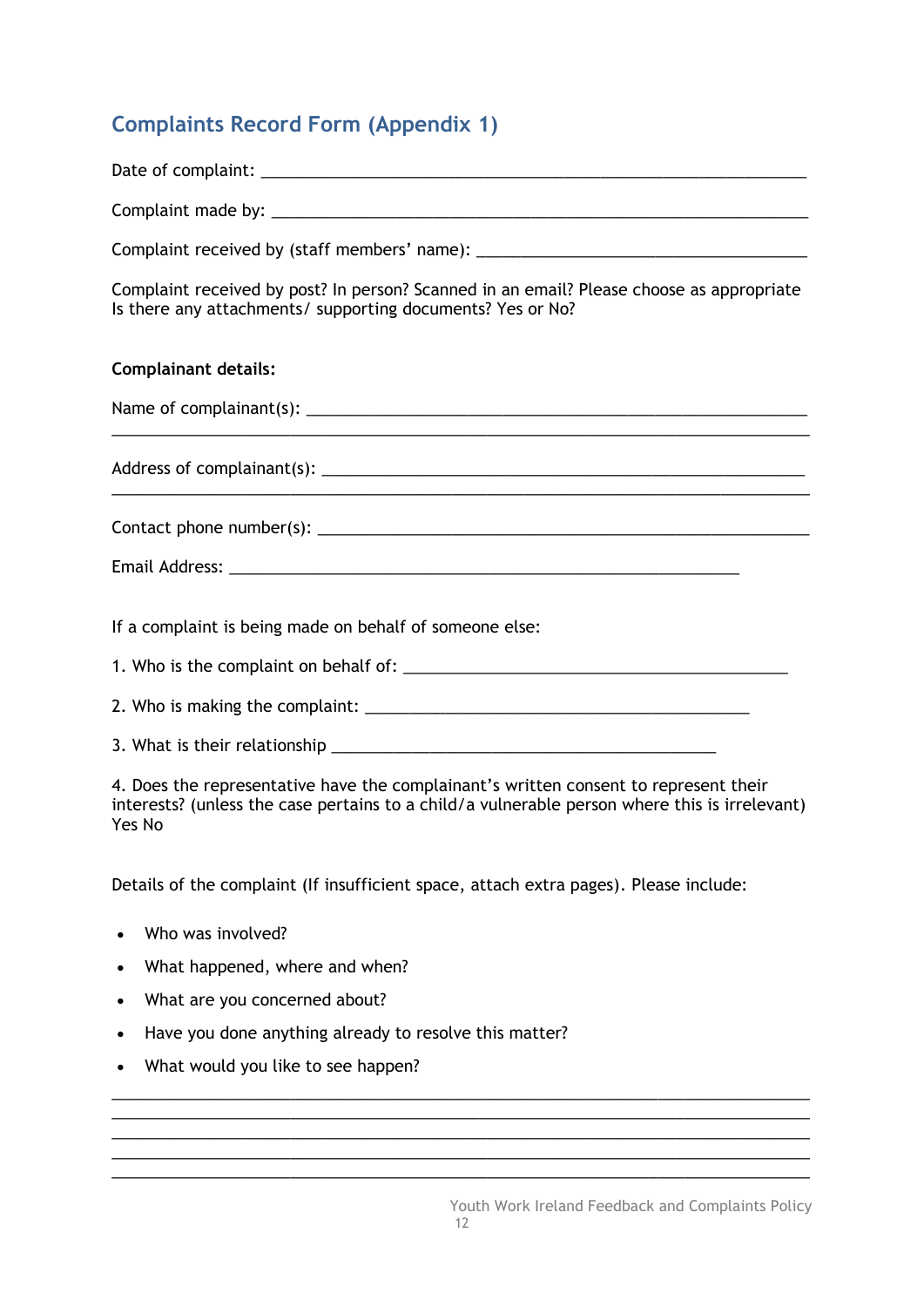## Complaints Record Form (Appendix 1)

Date of complaint: ___________________________________________________________

Complaint made by: ___________________________________________________________

Complaint received by (staff members' name): ___________________________________

Complaint received by post? In person? Scanned in an email? Please choose as appropriate
Is there any attachments/ supporting documents? Yes or No?

**Complainant details:**

Name of complainant(s): ______________________________________________________
_____________________________________________________________________________

Address of complainant(s): ____________________________________________________
_____________________________________________________________________________

Contact phone number(s): _____________________________________________________

Email Address: ______________________________________________________

If a complaint is being made on behalf of someone else:

1. Who is the complaint on behalf of: _________________________________________

2. Who is making the complaint: _________________________________________

3. What is their relationship _________________________________________

4. Does the representative have the complainant's written consent to represent their interests? (unless the case pertains to a child/a vulnerable person where this is irrelevant)
Yes No

Details of the complaint (If insufficient space, attach extra pages). Please include:

- Who was involved?
- What happened, where and when?
- What are you concerned about?
- Have you done anything already to resolve this matter?
- What would you like to see happen?

_____________________________________________________________________________
_____________________________________________________________________________
_____________________________________________________________________________
_____________________________________________________________________________
_____________________________________________________________________________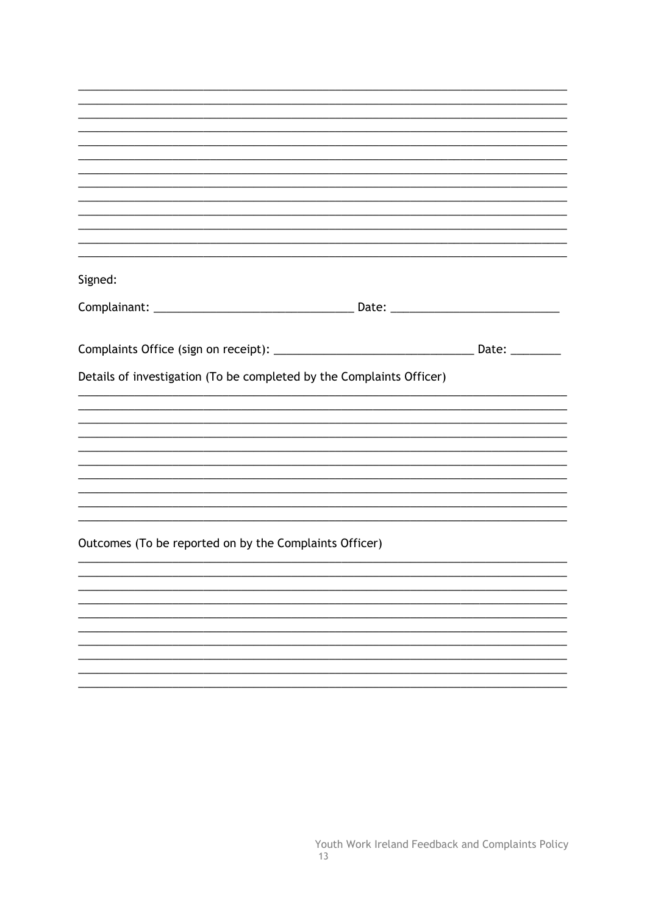Signed:

Complainant: ________________________________ Date: ___________________________

Complaints Office (sign on receipt): ________________________________ Date: ________

Details of investigation (To be completed by the Complaints Officer)

Outcomes (To be reported on by the Complaints Officer)